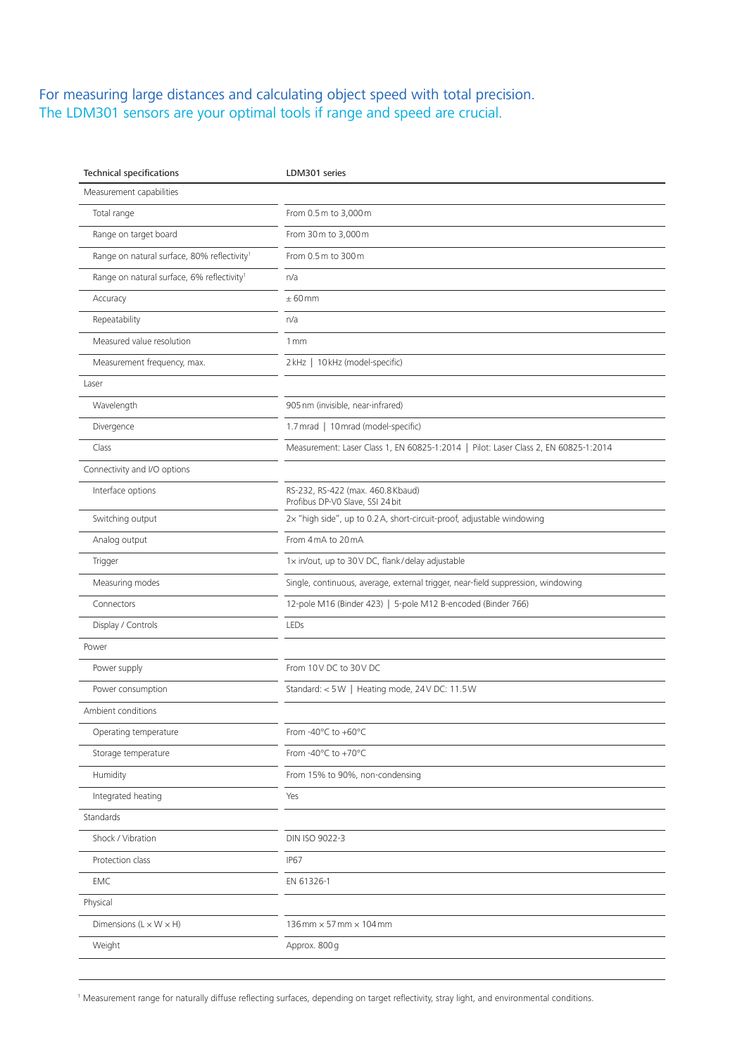## For measuring large distances and calculating object speed with total precision.
## The LDM301 sensors are your optimal tools if range and speed are crucial.

| Technical specifications | LDM301 series |
|---|---|
| Measurement capabilities | |
| Total range | From 0.5 m to 3,000 m |
| Range on target board | From 30 m to 3,000 m |
| Range on natural surface, 80% reflectivity[1] | From 0.5 m to 300 m |
| Range on natural surface, 6% reflectivity[1] | n/a |
| Accuracy | ± 60 mm |
| Repeatability | n/a |
| Measured value resolution | 1 mm |
| Measurement frequency, max. | 2 kHz \| 10 kHz (model-specific) |
| Laser | |
| Wavelength | 905 nm (invisible, near-infrared) |
| Divergence | 1.7 mrad \| 10 mrad (model-specific) |
| Class | Measurement: Laser Class 1, EN 60825-1:2014 \| Pilot: Laser Class 2, EN 60825-1:2014 |
| Connectivity and I/O options | |
| Interface options | RS-232, RS-422 (max. 460.8 Kbaud)<br>Profibus DP-V0 Slave, SSI 24 bit |
| Switching output | 2× "high side", up to 0.2 A, short-circuit-proof, adjustable windowing |
| Analog output | From 4 mA to 20 mA |
| Trigger | 1× in/out, up to 30 V DC, flank/delay adjustable |
| Measuring modes | Single, continuous, average, external trigger, near-field suppression, windowing |
| Connectors | 12-pole M16 (Binder 423) \| 5-pole M12 B-encoded (Binder 766) |
| Display / Controls | LEDs |
| Power | |
| Power supply | From 10 V DC to 30 V DC |
| Power consumption | Standard: < 5 W \| Heating mode, 24 V DC: 11.5 W |
| Ambient conditions | |
| Operating temperature | From -40°C to +60°C |
| Storage temperature | From -40°C to +70°C |
| Humidity | From 15% to 90%, non-condensing |
| Integrated heating | Yes |
| Standards | |
| Shock / Vibration | DIN ISO 9022-3 |
| Protection class | IP67 |
| EMC | EN 61326-1 |
| Physical | |
| Dimensions (L × W × H) | 136 mm × 57 mm × 104 mm |
| Weight | Approx. 800 g |

[1] Measurement range for naturally diffuse reflecting surfaces, depending on target reflectivity, stray light, and environmental conditions.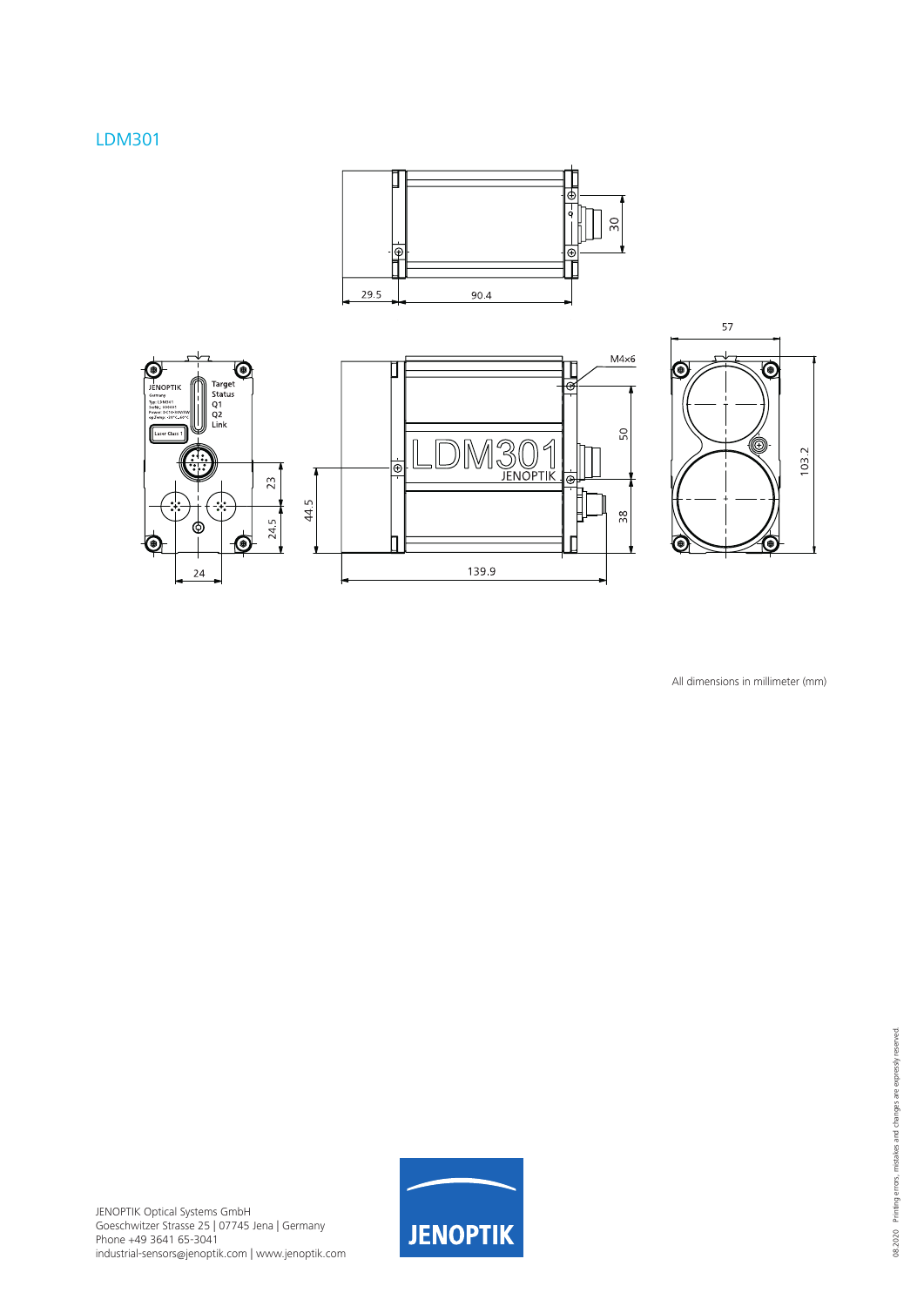## LDM301

29.5
90.4
30

57
M4×6
50
38
103.2
23
24.5
44.5
24
139.9

JENOPTIK
Target
Status
Q1
Q2
Link
Laser Class 1

LDM301
JENOPTIK

All dimensions in millimeter (mm)

JENOPTIK Optical Systems GmbH
Goeschwitzer Strasse 25 | 07745 Jena | Germany
Phone +49 3641 65-3041
industrial-sensors@jenoptik.com | www.jenoptik.com

JENOPTIK

08.2020 Printing errors, mistakes and changes are expressly reserved.